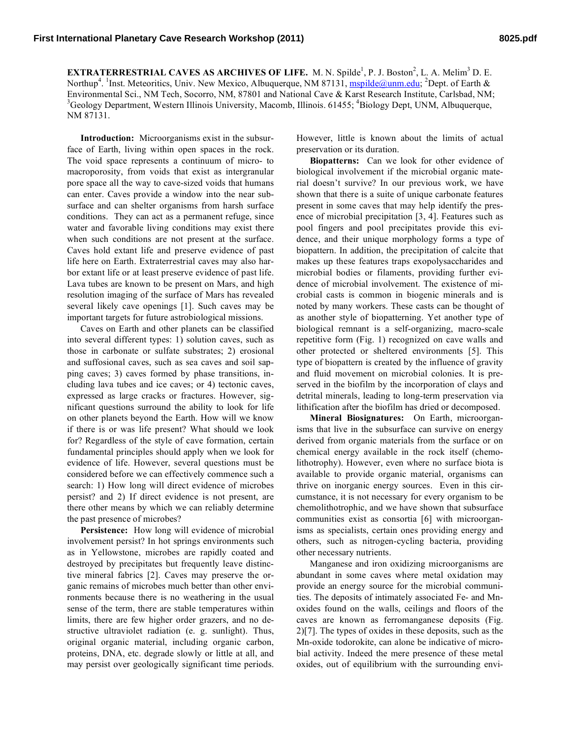**EXTRATERRESTRIAL CAVES AS ARCHIVES OF LIFE.** M. N. Spilde[1], P. J. Boston[2], L. A. Melim[3] D. E. Northup[4]. [1]Inst. Meteoritics, Univ. New Mexico, Albuquerque, NM 87131, mspilde@unm.edu; [2]Dept. of Earth & Environmental Sci., NM Tech, Socorro, NM, 87801 and National Cave & Karst Research Institute, Carlsbad, NM; [3]Geology Department, Western Illinois University, Macomb, Illinois. 61455; [4]Biology Dept, UNM, Albuquerque, NM 87131.

**Introduction:** Microorganisms exist in the subsurface of Earth, living within open spaces in the rock. The void space represents a continuum of micro- to macroporosity, from voids that exist as intergranular pore space all the way to cave-sized voids that humans can enter. Caves provide a window into the near subsurface and can shelter organisms from harsh surface conditions. They can act as a permanent refuge, since water and favorable living conditions may exist there when such conditions are not present at the surface. Caves hold extant life and preserve evidence of past life here on Earth. Extraterrestrial caves may also harbor extant life or at least preserve evidence of past life. Lava tubes are known to be present on Mars, and high resolution imaging of the surface of Mars has revealed several likely cave openings [1]. Such caves may be important targets for future astrobiological missions.

Caves on Earth and other planets can be classified into several different types: 1) solution caves, such as those in carbonate or sulfate substrates; 2) erosional and suffosional caves, such as sea caves and soil sapping caves; 3) caves formed by phase transitions, including lava tubes and ice caves; or 4) tectonic caves, expressed as large cracks or fractures. However, significant questions surround the ability to look for life on other planets beyond the Earth. How will we know if there is or was life present? What should we look for? Regardless of the style of cave formation, certain fundamental principles should apply when we look for evidence of life. However, several questions must be considered before we can effectively commence such a search: 1) How long will direct evidence of microbes persist? and 2) If direct evidence is not present, are there other means by which we can reliably determine the past presence of microbes?

**Persistence:** How long will evidence of microbial involvement persist? In hot springs environments such as in Yellowstone, microbes are rapidly coated and destroyed by precipitates but frequently leave distinctive mineral fabrics [2]. Caves may preserve the organic remains of microbes much better than other environments because there is no weathering in the usual sense of the term, there are stable temperatures within limits, there are few higher order grazers, and no destructive ultraviolet radiation (e. g. sunlight). Thus, original organic material, including organic carbon, proteins, DNA, etc. degrade slowly or little at all, and may persist over geologically significant time periods. However, little is known about the limits of actual preservation or its duration.

**Biopatterns:** Can we look for other evidence of biological involvement if the microbial organic material doesn't survive? In our previous work, we have shown that there is a suite of unique carbonate features present in some caves that may help identify the presence of microbial precipitation [3, 4]. Features such as pool fingers and pool precipitates provide this evidence, and their unique morphology forms a type of biopattern. In addition, the precipitation of calcite that makes up these features traps exopolysaccharides and microbial bodies or filaments, providing further evidence of microbial involvement. The existence of microbial casts is common in biogenic minerals and is noted by many workers. These casts can be thought of as another style of biopatterning. Yet another type of biological remnant is a self-organizing, macro-scale repetitive form (Fig. 1) recognized on cave walls and other protected or sheltered environments [5]. This type of biopattern is created by the influence of gravity and fluid movement on microbial colonies. It is preserved in the biofilm by the incorporation of clays and detrital minerals, leading to long-term preservation via lithification after the biofilm has dried or decomposed.

**Mineral Biosignatures:** On Earth, microorganisms that live in the subsurface can survive on energy derived from organic materials from the surface or on chemical energy available in the rock itself (chemolithotrophy). However, even where no surface biota is available to provide organic material, organisms can thrive on inorganic energy sources. Even in this circumstance, it is not necessary for every organism to be chemolithotrophic, and we have shown that subsurface communities exist as consortia [6] with microorganisms as specialists, certain ones providing energy and others, such as nitrogen-cycling bacteria, providing other necessary nutrients.

Manganese and iron oxidizing microorganisms are abundant in some caves where metal oxidation may provide an energy source for the microbial communities. The deposits of intimately associated Fe- and Mn-oxides found on the walls, ceilings and floors of the caves are known as ferromanganese deposits (Fig. 2)[7]. The types of oxides in these deposits, such as the Mn-oxide todorokite, can alone be indicative of microbial activity. Indeed the mere presence of these metal oxides, out of equilibrium with the surrounding envi-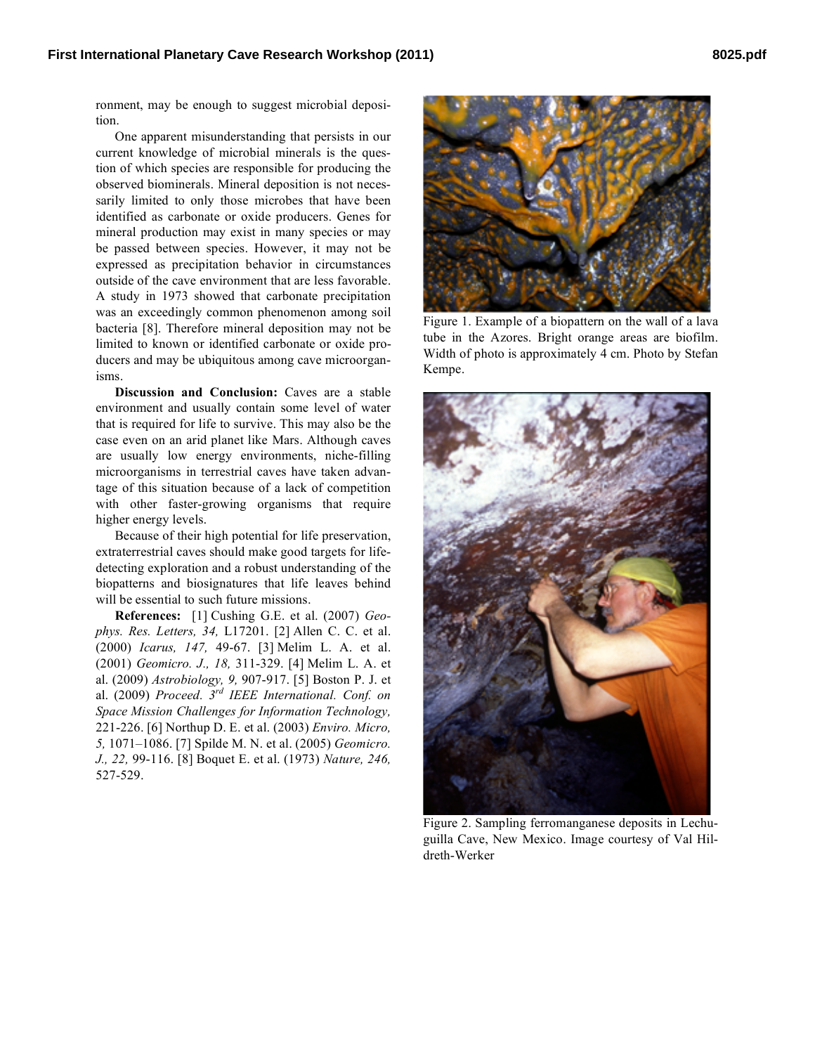ronment, may be enough to suggest microbial deposition.

One apparent misunderstanding that persists in our current knowledge of microbial minerals is the question of which species are responsible for producing the observed biominerals. Mineral deposition is not necessarily limited to only those microbes that have been identified as carbonate or oxide producers. Genes for mineral production may exist in many species or may be passed between species. However, it may not be expressed as precipitation behavior in circumstances outside of the cave environment that are less favorable. A study in 1973 showed that carbonate precipitation was an exceedingly common phenomenon among soil bacteria [8]. Therefore mineral deposition may not be limited to known or identified carbonate or oxide producers and may be ubiquitous among cave microorganisms.

**Discussion and Conclusion:** Caves are a stable environment and usually contain some level of water that is required for life to survive. This may also be the case even on an arid planet like Mars. Although caves are usually low energy environments, niche-filling microorganisms in terrestrial caves have taken advantage of this situation because of a lack of competition with other faster-growing organisms that require higher energy levels.

Because of their high potential for life preservation, extraterrestrial caves should make good targets for life-detecting exploration and a robust understanding of the biopatterns and biosignatures that life leaves behind will be essential to such future missions.

**References:** [1] Cushing G.E. et al. (2007) *Geophys. Res. Letters, 34,* L17201. [2] Allen C. C. et al. (2000) *Icarus, 147,* 49-67. [3] Melim L. A. et al. (2001) *Geomicro. J., 18,* 311-329. [4] Melim L. A. et al. (2009) *Astrobiology, 9,* 907-917. [5] Boston P. J. et al. (2009) *Proceed. 3rd IEEE International. Conf. on Space Mission Challenges for Information Technology,* 221-226. [6] Northup D. E. et al. (2003) *Enviro. Micro, 5,* 1071–1086. [7] Spilde M. N. et al. (2005) *Geomicro. J., 22,* 99-116. [8] Boquet E. et al. (1973) *Nature, 246,* 527-529.

Figure 1. Example of a biopattern on the wall of a lava tube in the Azores. Bright orange areas are biofilm. Width of photo is approximately 4 cm. Photo by Stefan Kempe.

Figure 2. Sampling ferromanganese deposits in Lechuguilla Cave, New Mexico. Image courtesy of Val Hildreth-Werker